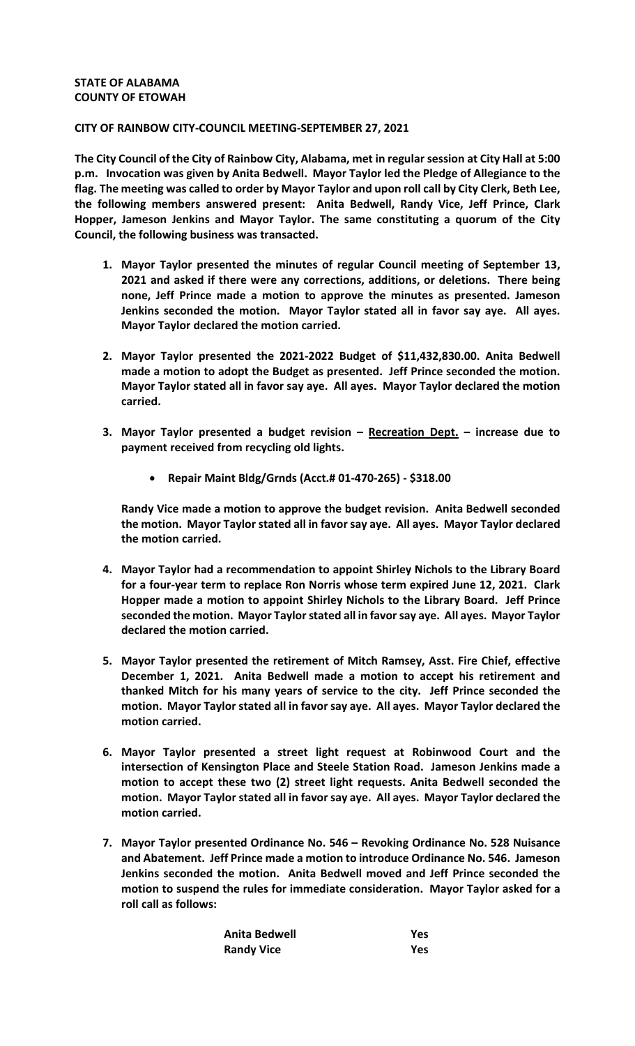**STATE OF ALABAMA**
**COUNTY OF ETOWAH**

**CITY OF RAINBOW CITY-COUNCIL MEETING-SEPTEMBER 27, 2021**

**The City Council of the City of Rainbow City, Alabama, met in regular session at City Hall at 5:00 p.m. Invocation was given by Anita Bedwell. Mayor Taylor led the Pledge of Allegiance to the flag. The meeting was called to order by Mayor Taylor and upon roll call by City Clerk, Beth Lee, the following members answered present: Anita Bedwell, Randy Vice, Jeff Prince, Clark Hopper, Jameson Jenkins and Mayor Taylor. The same constituting a quorum of the City Council, the following business was transacted.**

1. **Mayor Taylor presented the minutes of regular Council meeting of September 13, 2021 and asked if there were any corrections, additions, or deletions. There being none, Jeff Prince made a motion to approve the minutes as presented. Jameson Jenkins seconded the motion. Mayor Taylor stated all in favor say aye. All ayes. Mayor Taylor declared the motion carried.**

2. **Mayor Taylor presented the 2021-2022 Budget of $11,432,830.00. Anita Bedwell made a motion to adopt the Budget as presented. Jeff Prince seconded the motion. Mayor Taylor stated all in favor say aye. All ayes. Mayor Taylor declared the motion carried.**

3. **Mayor Taylor presented a budget revision – Recreation Dept. – increase due to payment received from recycling old lights.**

   - **Repair Maint Bldg/Grnds (Acct.# 01-470-265) - $318.00**

   **Randy Vice made a motion to approve the budget revision. Anita Bedwell seconded the motion. Mayor Taylor stated all in favor say aye. All ayes. Mayor Taylor declared the motion carried.**

4. **Mayor Taylor had a recommendation to appoint Shirley Nichols to the Library Board for a four-year term to replace Ron Norris whose term expired June 12, 2021. Clark Hopper made a motion to appoint Shirley Nichols to the Library Board. Jeff Prince seconded the motion. Mayor Taylor stated all in favor say aye. All ayes. Mayor Taylor declared the motion carried.**

5. **Mayor Taylor presented the retirement of Mitch Ramsey, Asst. Fire Chief, effective December 1, 2021. Anita Bedwell made a motion to accept his retirement and thanked Mitch for his many years of service to the city. Jeff Prince seconded the motion. Mayor Taylor stated all in favor say aye. All ayes. Mayor Taylor declared the motion carried.**

6. **Mayor Taylor presented a street light request at Robinwood Court and the intersection of Kensington Place and Steele Station Road. Jameson Jenkins made a motion to accept these two (2) street light requests. Anita Bedwell seconded the motion. Mayor Taylor stated all in favor say aye. All ayes. Mayor Taylor declared the motion carried.**

7. **Mayor Taylor presented Ordinance No. 546 – Revoking Ordinance No. 528 Nuisance and Abatement. Jeff Prince made a motion to introduce Ordinance No. 546. Jameson Jenkins seconded the motion. Anita Bedwell moved and Jeff Prince seconded the motion to suspend the rules for immediate consideration. Mayor Taylor asked for a roll call as follows:**

| | |
|---|---|
| **Anita Bedwell** | **Yes** |
| **Randy Vice** | **Yes** |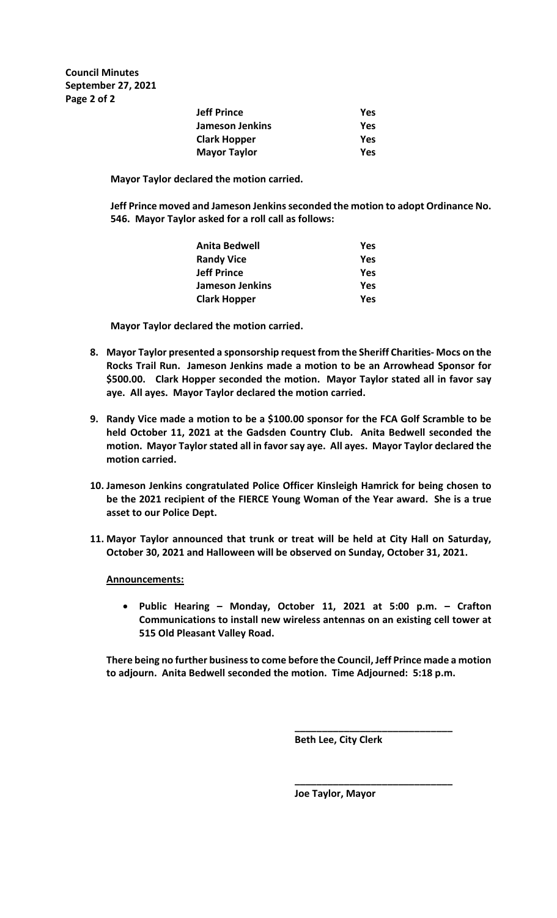**Council Minutes**
**September 27, 2021**

| | |
|---|---|
| **Jeff Prince** | **Yes** |
| **Jameson Jenkins** | **Yes** |
| **Clark Hopper** | **Yes** |
| **Mayor Taylor** | **Yes** |

**Mayor Taylor declared the motion carried.**

**Jeff Prince moved and Jameson Jenkins seconded the motion to adopt Ordinance No. 546. Mayor Taylor asked for a roll call as follows:**

| | |
|---|---|
| **Anita Bedwell** | **Yes** |
| **Randy Vice** | **Yes** |
| **Jeff Prince** | **Yes** |
| **Jameson Jenkins** | **Yes** |
| **Clark Hopper** | **Yes** |

**Mayor Taylor declared the motion carried.**

8. **Mayor Taylor presented a sponsorship request from the Sheriff Charities- Mocs on the Rocks Trail Run. Jameson Jenkins made a motion to be an Arrowhead Sponsor for $500.00. Clark Hopper seconded the motion. Mayor Taylor stated all in favor say aye. All ayes. Mayor Taylor declared the motion carried.**

9. **Randy Vice made a motion to be a $100.00 sponsor for the FCA Golf Scramble to be held October 11, 2021 at the Gadsden Country Club. Anita Bedwell seconded the motion. Mayor Taylor stated all in favor say aye. All ayes. Mayor Taylor declared the motion carried.**

10. **Jameson Jenkins congratulated Police Officer Kinsleigh Hamrick for being chosen to be the 2021 recipient of the FIERCE Young Woman of the Year award. She is a true asset to our Police Dept.**

11. **Mayor Taylor announced that trunk or treat will be held at City Hall on Saturday, October 30, 2021 and Halloween will be observed on Sunday, October 31, 2021.**

**Announcements:**

- **Public Hearing – Monday, October 11, 2021 at 5:00 p.m. – Crafton Communications to install new wireless antennas on an existing cell tower at 515 Old Pleasant Valley Road.**

**There being no further business to come before the Council, Jeff Prince made a motion to adjourn. Anita Bedwell seconded the motion. Time Adjourned: 5:18 p.m.**

______________________________
**Beth Lee, City Clerk**

______________________________
**Joe Taylor, Mayor**